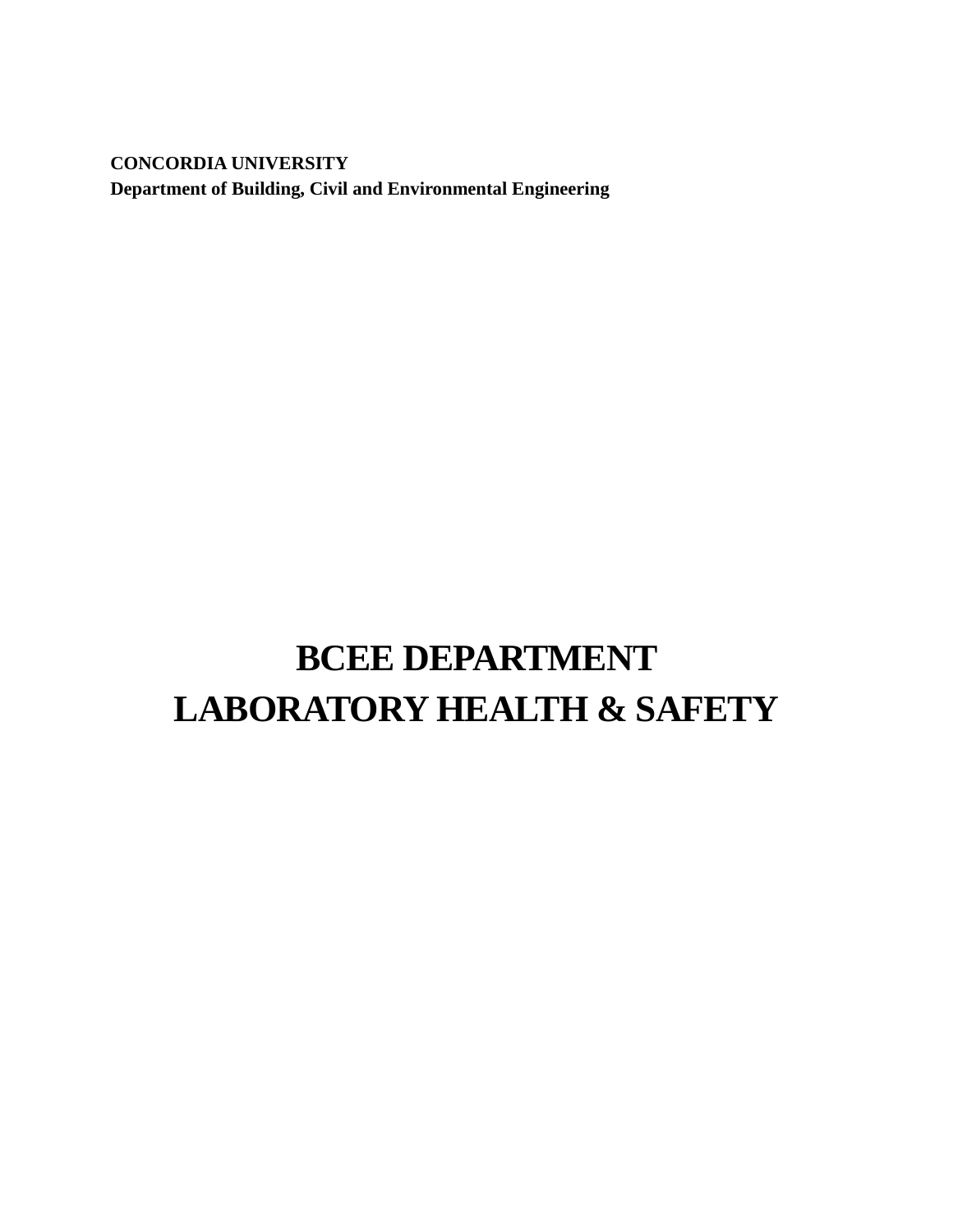**CONCORDIA UNIVERSITY**
**Department of Building, Civil and Environmental Engineering**

# BCEE DEPARTMENT
# LABORATORY HEALTH & SAFETY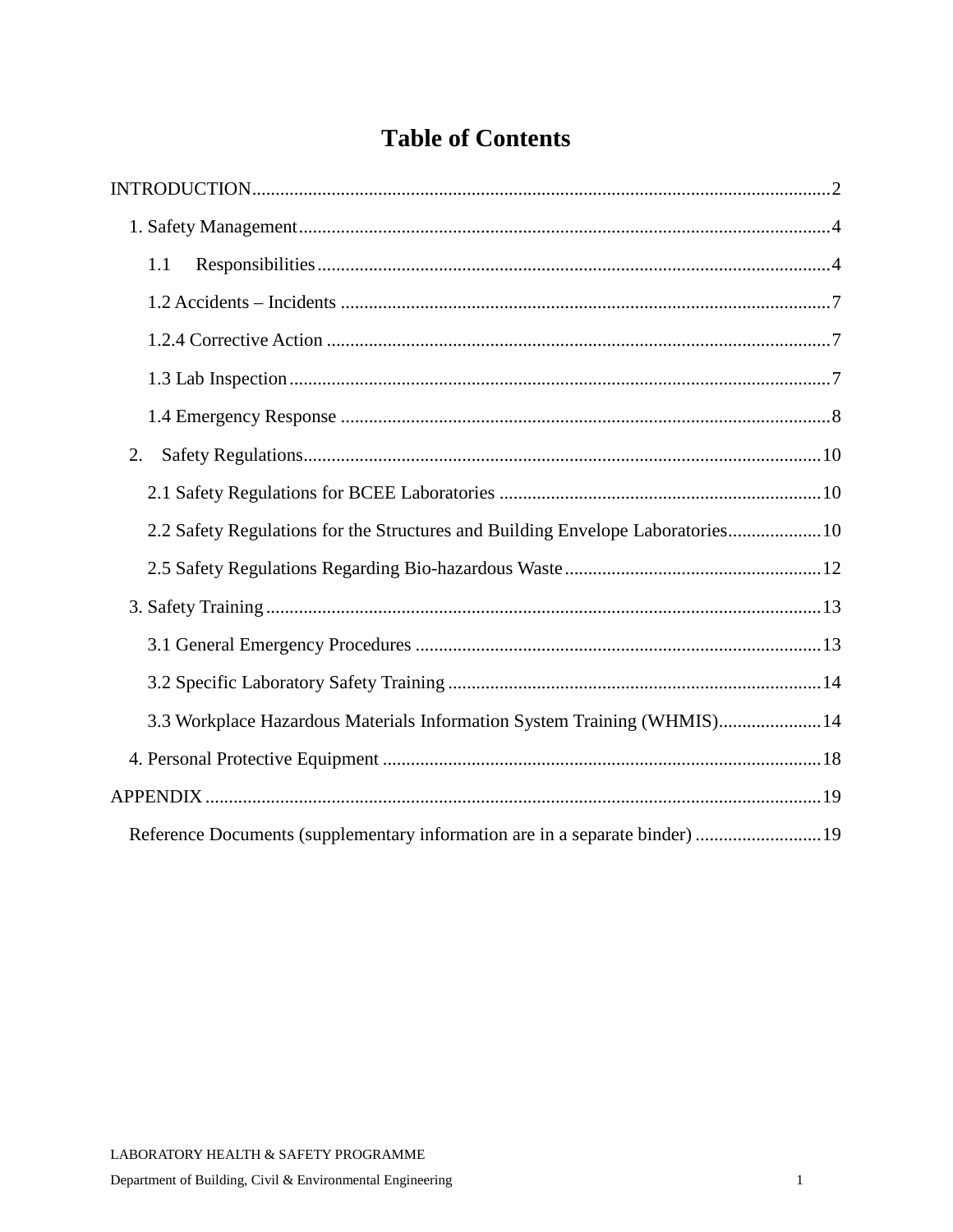# Table of Contents

INTRODUCTION ..... 2

- 1. Safety Management ..... 4
  - 1.1 Responsibilities ..... 4
  - 1.2 Accidents – Incidents ..... 7
  - 1.2.4 Corrective Action ..... 7
  - 1.3 Lab Inspection ..... 7
  - 1.4 Emergency Response ..... 8
- 2. Safety Regulations ..... 10
  - 2.1 Safety Regulations for BCEE Laboratories ..... 10
  - 2.2 Safety Regulations for the Structures and Building Envelope Laboratories ..... 10
  - 2.5 Safety Regulations Regarding Bio-hazardous Waste ..... 12
- 3. Safety Training ..... 13
  - 3.1 General Emergency Procedures ..... 13
  - 3.2 Specific Laboratory Safety Training ..... 14
  - 3.3 Workplace Hazardous Materials Information System Training (WHMIS) ..... 14
- 4. Personal Protective Equipment ..... 18

APPENDIX ..... 19

- Reference Documents (supplementary information are in a separate binder) ..... 19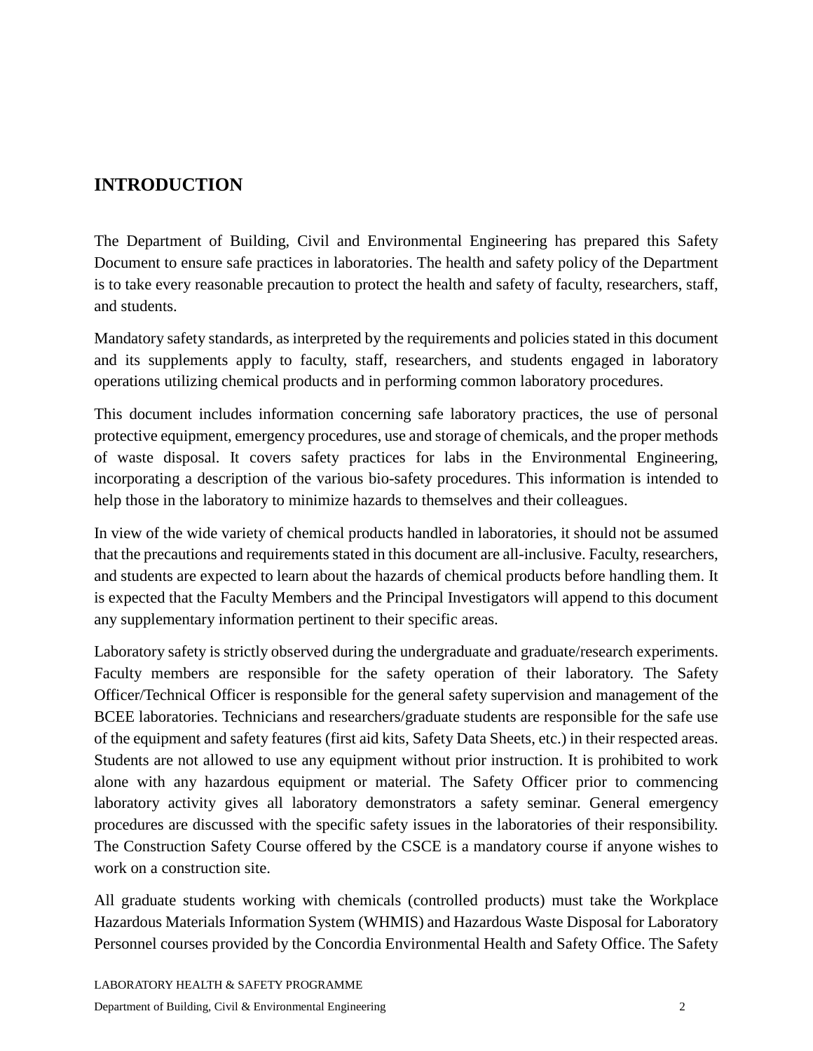## INTRODUCTION

The Department of Building, Civil and Environmental Engineering has prepared this Safety Document to ensure safe practices in laboratories. The health and safety policy of the Department is to take every reasonable precaution to protect the health and safety of faculty, researchers, staff, and students.

Mandatory safety standards, as interpreted by the requirements and policies stated in this document and its supplements apply to faculty, staff, researchers, and students engaged in laboratory operations utilizing chemical products and in performing common laboratory procedures.

This document includes information concerning safe laboratory practices, the use of personal protective equipment, emergency procedures, use and storage of chemicals, and the proper methods of waste disposal. It covers safety practices for labs in the Environmental Engineering, incorporating a description of the various bio-safety procedures. This information is intended to help those in the laboratory to minimize hazards to themselves and their colleagues.

In view of the wide variety of chemical products handled in laboratories, it should not be assumed that the precautions and requirements stated in this document are all-inclusive. Faculty, researchers, and students are expected to learn about the hazards of chemical products before handling them. It is expected that the Faculty Members and the Principal Investigators will append to this document any supplementary information pertinent to their specific areas.

Laboratory safety is strictly observed during the undergraduate and graduate/research experiments. Faculty members are responsible for the safety operation of their laboratory. The Safety Officer/Technical Officer is responsible for the general safety supervision and management of the BCEE laboratories. Technicians and researchers/graduate students are responsible for the safe use of the equipment and safety features (first aid kits, Safety Data Sheets, etc.) in their respected areas. Students are not allowed to use any equipment without prior instruction. It is prohibited to work alone with any hazardous equipment or material. The Safety Officer prior to commencing laboratory activity gives all laboratory demonstrators a safety seminar. General emergency procedures are discussed with the specific safety issues in the laboratories of their responsibility. The Construction Safety Course offered by the CSCE is a mandatory course if anyone wishes to work on a construction site.

All graduate students working with chemicals (controlled products) must take the Workplace Hazardous Materials Information System (WHMIS) and Hazardous Waste Disposal for Laboratory Personnel courses provided by the Concordia Environmental Health and Safety Office. The Safety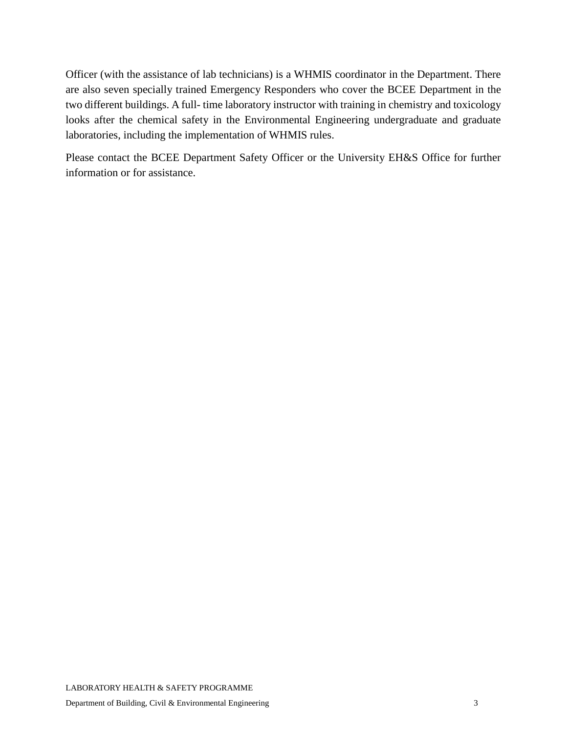Officer (with the assistance of lab technicians) is a WHMIS coordinator in the Department. There are also seven specially trained Emergency Responders who cover the BCEE Department in the two different buildings. A full- time laboratory instructor with training in chemistry and toxicology looks after the chemical safety in the Environmental Engineering undergraduate and graduate laboratories, including the implementation of WHMIS rules.

Please contact the BCEE Department Safety Officer or the University EH&S Office for further information or for assistance.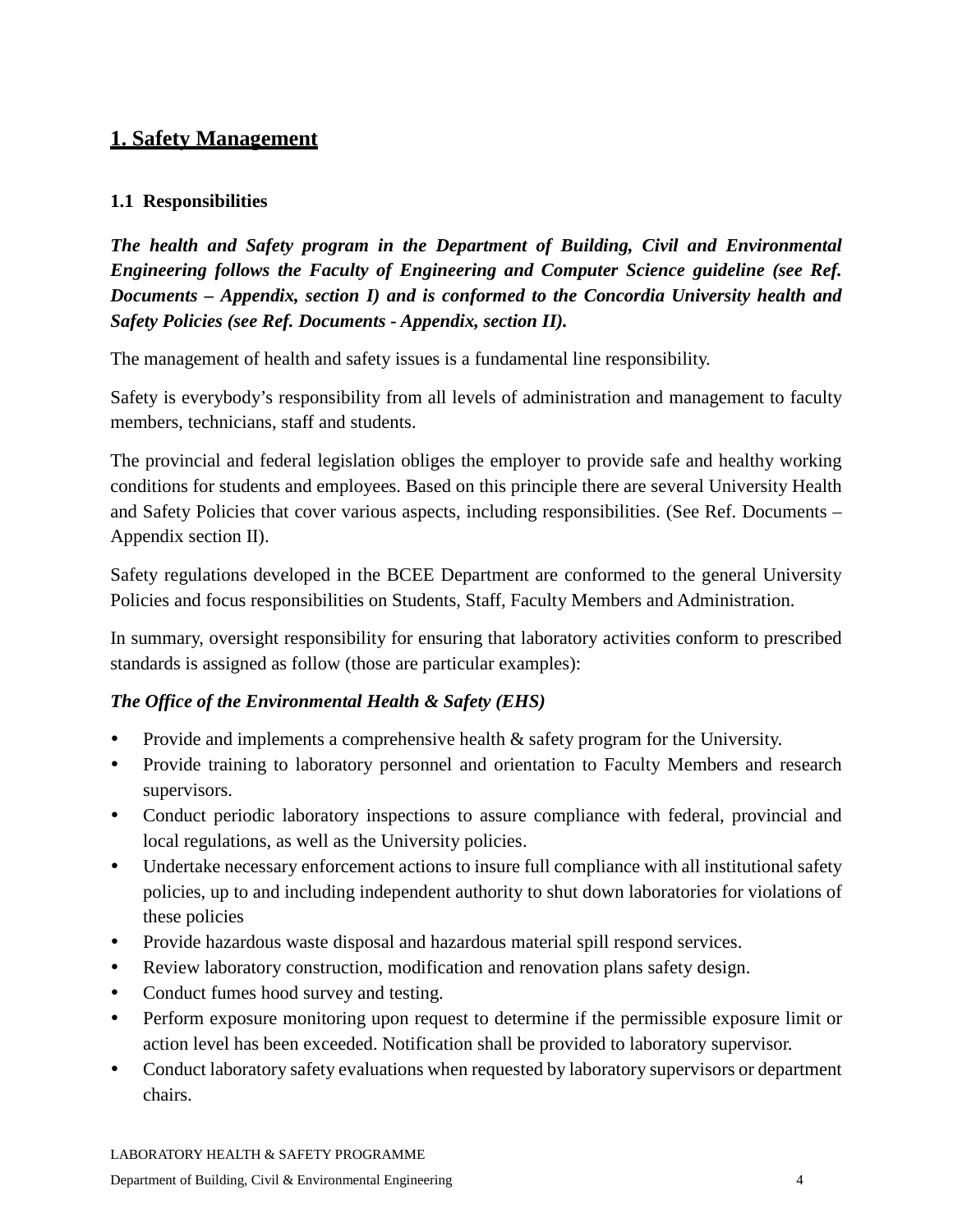# 1. Safety Management

## 1.1 Responsibilities

***The health and Safety program in the Department of Building, Civil and Environmental Engineering follows the Faculty of Engineering and Computer Science guideline (see Ref. Documents – Appendix, section I) and is conformed to the Concordia University health and Safety Policies (see Ref. Documents - Appendix, section II).***

The management of health and safety issues is a fundamental line responsibility.

Safety is everybody's responsibility from all levels of administration and management to faculty members, technicians, staff and students.

The provincial and federal legislation obliges the employer to provide safe and healthy working conditions for students and employees. Based on this principle there are several University Health and Safety Policies that cover various aspects, including responsibilities. (See Ref. Documents – Appendix section II).

Safety regulations developed in the BCEE Department are conformed to the general University Policies and focus responsibilities on Students, Staff, Faculty Members and Administration.

In summary, oversight responsibility for ensuring that laboratory activities conform to prescribed standards is assigned as follow (those are particular examples):

***The Office of the Environmental Health & Safety (EHS)***

- Provide and implements a comprehensive health & safety program for the University.
- Provide training to laboratory personnel and orientation to Faculty Members and research supervisors.
- Conduct periodic laboratory inspections to assure compliance with federal, provincial and local regulations, as well as the University policies.
- Undertake necessary enforcement actions to insure full compliance with all institutional safety policies, up to and including independent authority to shut down laboratories for violations of these policies
- Provide hazardous waste disposal and hazardous material spill respond services.
- Review laboratory construction, modification and renovation plans safety design.
- Conduct fumes hood survey and testing.
- Perform exposure monitoring upon request to determine if the permissible exposure limit or action level has been exceeded. Notification shall be provided to laboratory supervisor.
- Conduct laboratory safety evaluations when requested by laboratory supervisors or department chairs.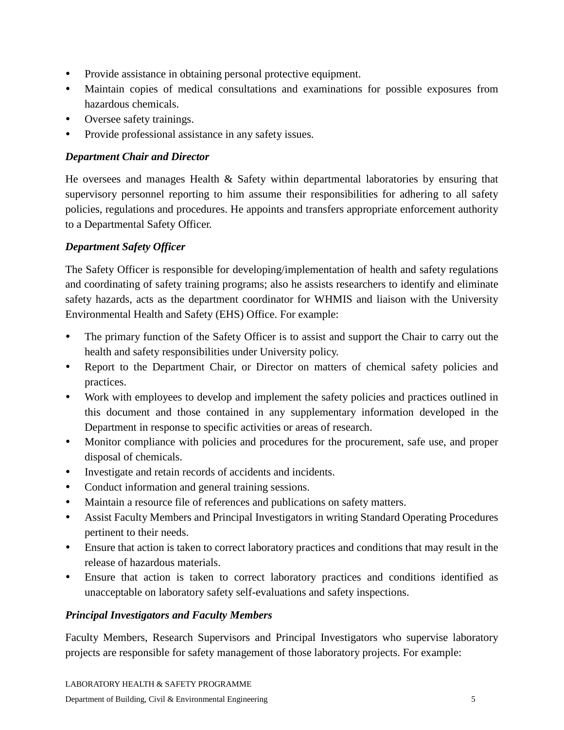- Provide assistance in obtaining personal protective equipment.
- Maintain copies of medical consultations and examinations for possible exposures from hazardous chemicals.
- Oversee safety trainings.
- Provide professional assistance in any safety issues.

***Department Chair and Director***

He oversees and manages Health & Safety within departmental laboratories by ensuring that supervisory personnel reporting to him assume their responsibilities for adhering to all safety policies, regulations and procedures. He appoints and transfers appropriate enforcement authority to a Departmental Safety Officer.

***Department Safety Officer***

The Safety Officer is responsible for developing/implementation of health and safety regulations and coordinating of safety training programs; also he assists researchers to identify and eliminate safety hazards, acts as the department coordinator for WHMIS and liaison with the University Environmental Health and Safety (EHS) Office. For example:

- The primary function of the Safety Officer is to assist and support the Chair to carry out the health and safety responsibilities under University policy.
- Report to the Department Chair, or Director on matters of chemical safety policies and practices.
- Work with employees to develop and implement the safety policies and practices outlined in this document and those contained in any supplementary information developed in the Department in response to specific activities or areas of research.
- Monitor compliance with policies and procedures for the procurement, safe use, and proper disposal of chemicals.
- Investigate and retain records of accidents and incidents.
- Conduct information and general training sessions.
- Maintain a resource file of references and publications on safety matters.
- Assist Faculty Members and Principal Investigators in writing Standard Operating Procedures pertinent to their needs.
- Ensure that action is taken to correct laboratory practices and conditions that may result in the release of hazardous materials.
- Ensure that action is taken to correct laboratory practices and conditions identified as unacceptable on laboratory safety self-evaluations and safety inspections.

***Principal Investigators and Faculty Members***

Faculty Members, Research Supervisors and Principal Investigators who supervise laboratory projects are responsible for safety management of those laboratory projects. For example: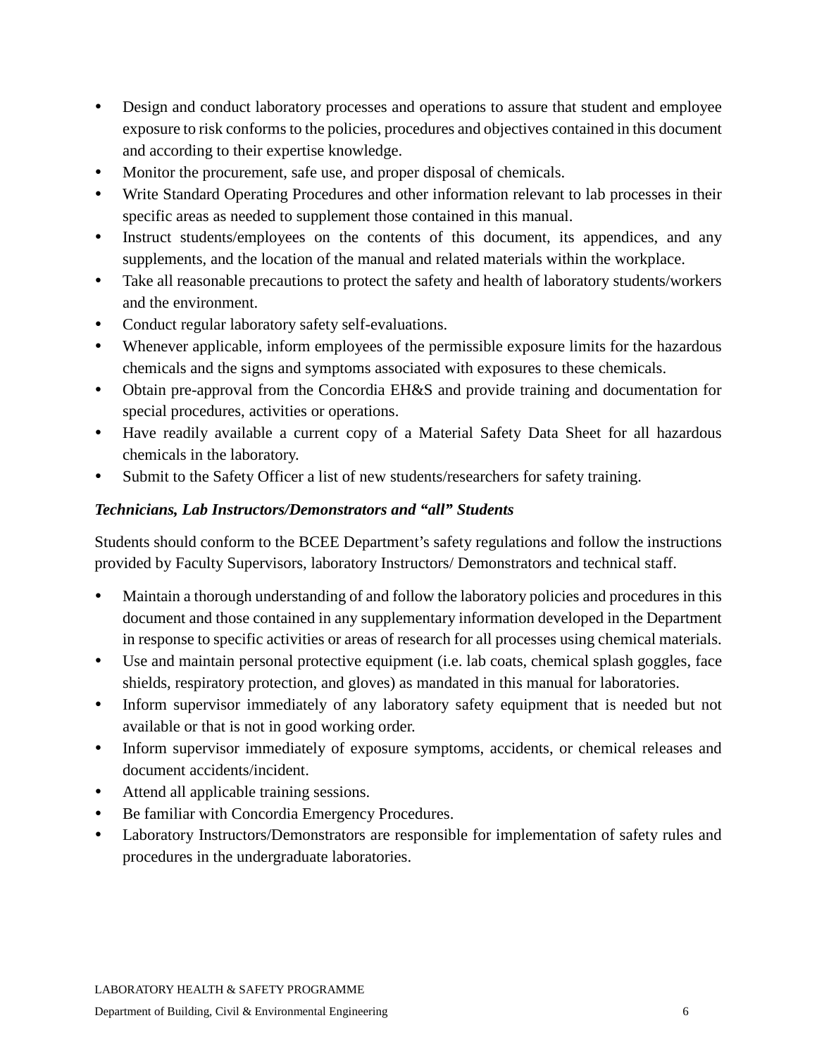- Design and conduct laboratory processes and operations to assure that student and employee exposure to risk conforms to the policies, procedures and objectives contained in this document and according to their expertise knowledge.
- Monitor the procurement, safe use, and proper disposal of chemicals.
- Write Standard Operating Procedures and other information relevant to lab processes in their specific areas as needed to supplement those contained in this manual.
- Instruct students/employees on the contents of this document, its appendices, and any supplements, and the location of the manual and related materials within the workplace.
- Take all reasonable precautions to protect the safety and health of laboratory students/workers and the environment.
- Conduct regular laboratory safety self-evaluations.
- Whenever applicable, inform employees of the permissible exposure limits for the hazardous chemicals and the signs and symptoms associated with exposures to these chemicals.
- Obtain pre-approval from the Concordia EH&S and provide training and documentation for special procedures, activities or operations.
- Have readily available a current copy of a Material Safety Data Sheet for all hazardous chemicals in the laboratory.
- Submit to the Safety Officer a list of new students/researchers for safety training.

***Technicians, Lab Instructors/Demonstrators and "all" Students***

Students should conform to the BCEE Department's safety regulations and follow the instructions provided by Faculty Supervisors, laboratory Instructors/ Demonstrators and technical staff.

- Maintain a thorough understanding of and follow the laboratory policies and procedures in this document and those contained in any supplementary information developed in the Department in response to specific activities or areas of research for all processes using chemical materials.
- Use and maintain personal protective equipment (i.e. lab coats, chemical splash goggles, face shields, respiratory protection, and gloves) as mandated in this manual for laboratories.
- Inform supervisor immediately of any laboratory safety equipment that is needed but not available or that is not in good working order.
- Inform supervisor immediately of exposure symptoms, accidents, or chemical releases and document accidents/incident.
- Attend all applicable training sessions.
- Be familiar with Concordia Emergency Procedures.
- Laboratory Instructors/Demonstrators are responsible for implementation of safety rules and procedures in the undergraduate laboratories.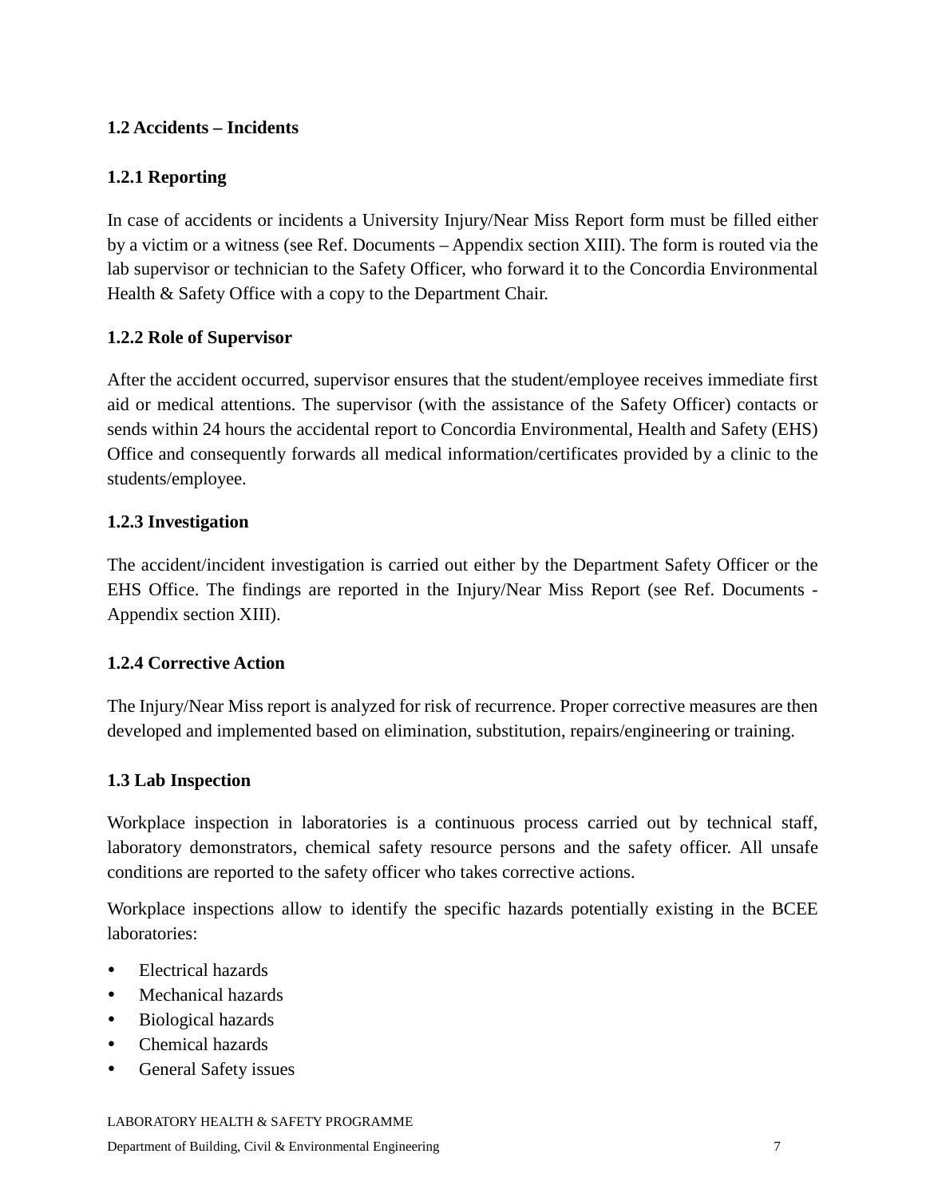## 1.2 Accidents – Incidents

### 1.2.1 Reporting

In case of accidents or incidents a University Injury/Near Miss Report form must be filled either by a victim or a witness (see Ref. Documents – Appendix section XIII). The form is routed via the lab supervisor or technician to the Safety Officer, who forward it to the Concordia Environmental Health & Safety Office with a copy to the Department Chair.

### 1.2.2 Role of Supervisor

After the accident occurred, supervisor ensures that the student/employee receives immediate first aid or medical attentions. The supervisor (with the assistance of the Safety Officer) contacts or sends within 24 hours the accidental report to Concordia Environmental, Health and Safety (EHS) Office and consequently forwards all medical information/certificates provided by a clinic to the students/employee.

### 1.2.3 Investigation

The accident/incident investigation is carried out either by the Department Safety Officer or the EHS Office. The findings are reported in the Injury/Near Miss Report (see Ref. Documents - Appendix section XIII).

### 1.2.4 Corrective Action

The Injury/Near Miss report is analyzed for risk of recurrence. Proper corrective measures are then developed and implemented based on elimination, substitution, repairs/engineering or training.

## 1.3 Lab Inspection

Workplace inspection in laboratories is a continuous process carried out by technical staff, laboratory demonstrators, chemical safety resource persons and the safety officer. All unsafe conditions are reported to the safety officer who takes corrective actions.

Workplace inspections allow to identify the specific hazards potentially existing in the BCEE laboratories:

- Electrical hazards
- Mechanical hazards
- Biological hazards
- Chemical hazards
- General Safety issues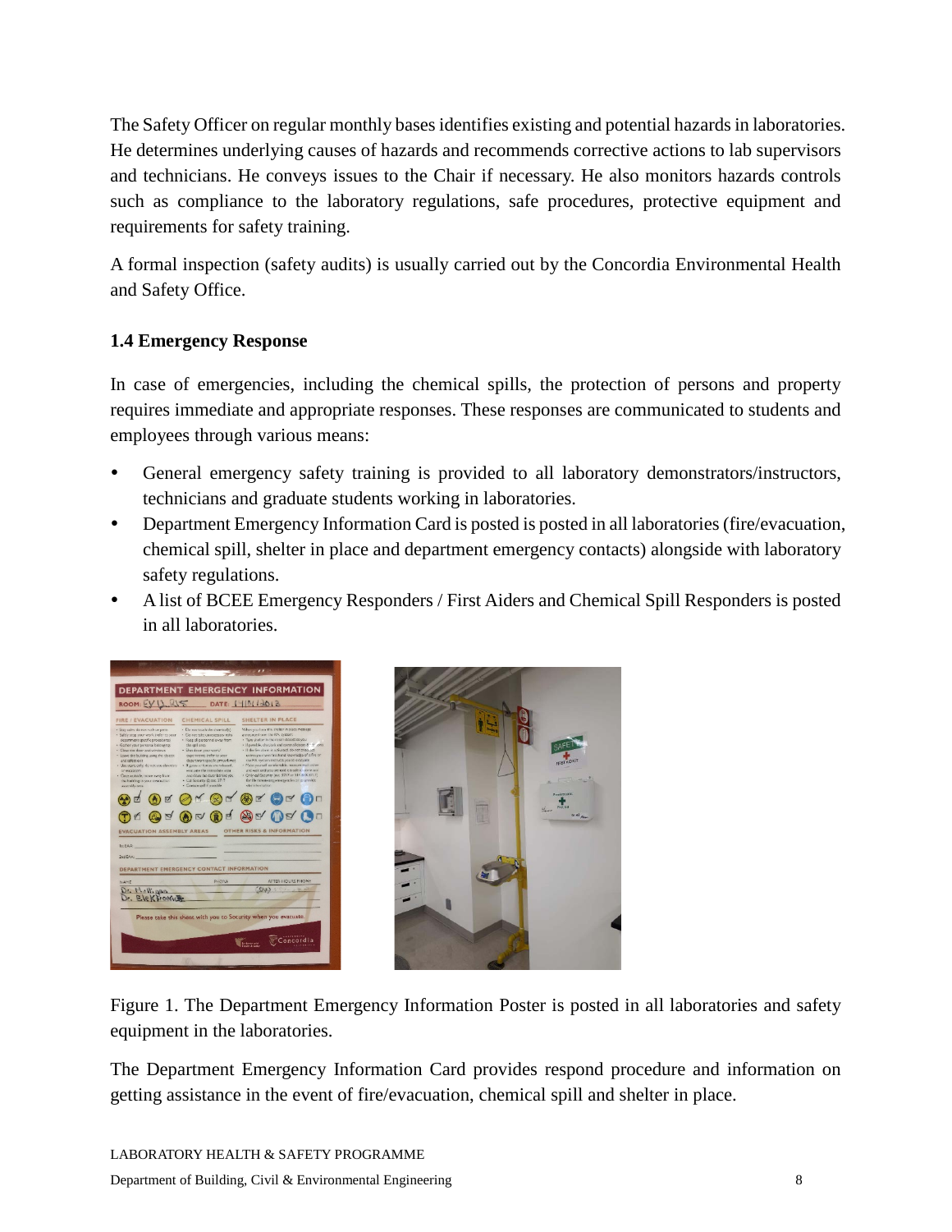The Safety Officer on regular monthly bases identifies existing and potential hazards in laboratories. He determines underlying causes of hazards and recommends corrective actions to lab supervisors and technicians. He conveys issues to the Chair if necessary. He also monitors hazards controls such as compliance to the laboratory regulations, safe procedures, protective equipment and requirements for safety training.

A formal inspection (safety audits) is usually carried out by the Concordia Environmental Health and Safety Office.

### 1.4 Emergency Response

In case of emergencies, including the chemical spills, the protection of persons and property requires immediate and appropriate responses. These responses are communicated to students and employees through various means:

- General emergency safety training is provided to all laboratory demonstrators/instructors, technicians and graduate students working in laboratories.
- Department Emergency Information Card is posted is posted in all laboratories (fire/evacuation, chemical spill, shelter in place and department emergency contacts) alongside with laboratory safety regulations.
- A list of BCEE Emergency Responders / First Aiders and Chemical Spill Responders is posted in all laboratories.

Figure 1. The Department Emergency Information Poster is posted in all laboratories and safety equipment in the laboratories.

The Department Emergency Information Card provides respond procedure and information on getting assistance in the event of fire/evacuation, chemical spill and shelter in place.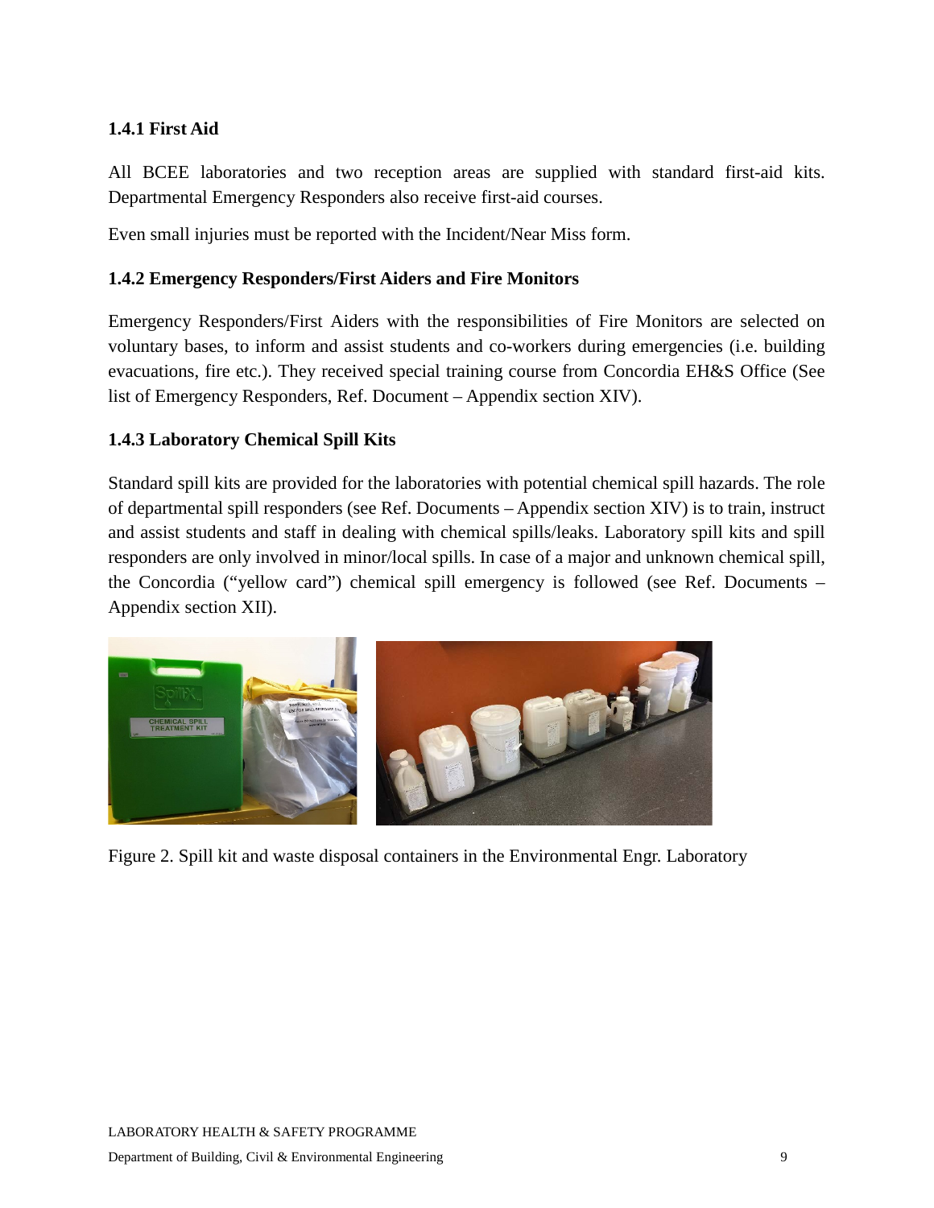### 1.4.1 First Aid

All BCEE laboratories and two reception areas are supplied with standard first-aid kits. Departmental Emergency Responders also receive first-aid courses.

Even small injuries must be reported with the Incident/Near Miss form.

### 1.4.2 Emergency Responders/First Aiders and Fire Monitors

Emergency Responders/First Aiders with the responsibilities of Fire Monitors are selected on voluntary bases, to inform and assist students and co-workers during emergencies (i.e. building evacuations, fire etc.). They received special training course from Concordia EH&S Office (See list of Emergency Responders, Ref. Document – Appendix section XIV).

### 1.4.3 Laboratory Chemical Spill Kits

Standard spill kits are provided for the laboratories with potential chemical spill hazards. The role of departmental spill responders (see Ref. Documents – Appendix section XIV) is to train, instruct and assist students and staff in dealing with chemical spills/leaks. Laboratory spill kits and spill responders are only involved in minor/local spills. In case of a major and unknown chemical spill, the Concordia ("yellow card") chemical spill emergency is followed (see Ref. Documents – Appendix section XII).

Figure 2. Spill kit and waste disposal containers in the Environmental Engr. Laboratory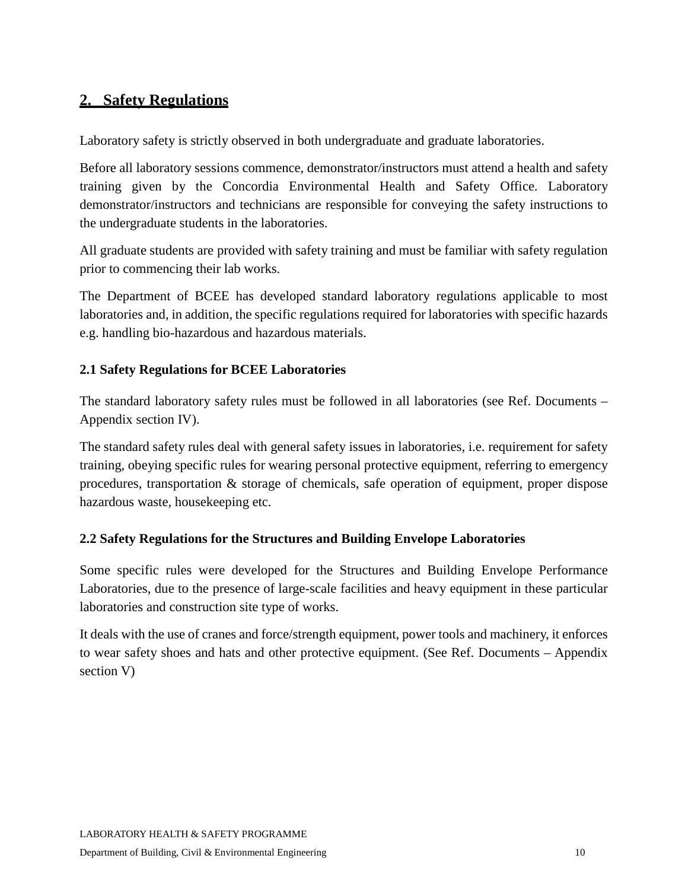## 2. Safety Regulations

Laboratory safety is strictly observed in both undergraduate and graduate laboratories.

Before all laboratory sessions commence, demonstrator/instructors must attend a health and safety training given by the Concordia Environmental Health and Safety Office. Laboratory demonstrator/instructors and technicians are responsible for conveying the safety instructions to the undergraduate students in the laboratories.

All graduate students are provided with safety training and must be familiar with safety regulation prior to commencing their lab works.

The Department of BCEE has developed standard laboratory regulations applicable to most laboratories and, in addition, the specific regulations required for laboratories with specific hazards e.g. handling bio-hazardous and hazardous materials.

### 2.1 Safety Regulations for BCEE Laboratories

The standard laboratory safety rules must be followed in all laboratories (see Ref. Documents – Appendix section IV).

The standard safety rules deal with general safety issues in laboratories, i.e. requirement for safety training, obeying specific rules for wearing personal protective equipment, referring to emergency procedures, transportation & storage of chemicals, safe operation of equipment, proper dispose hazardous waste, housekeeping etc.

### 2.2 Safety Regulations for the Structures and Building Envelope Laboratories

Some specific rules were developed for the Structures and Building Envelope Performance Laboratories, due to the presence of large-scale facilities and heavy equipment in these particular laboratories and construction site type of works.

It deals with the use of cranes and force/strength equipment, power tools and machinery, it enforces to wear safety shoes and hats and other protective equipment. (See Ref. Documents – Appendix section V)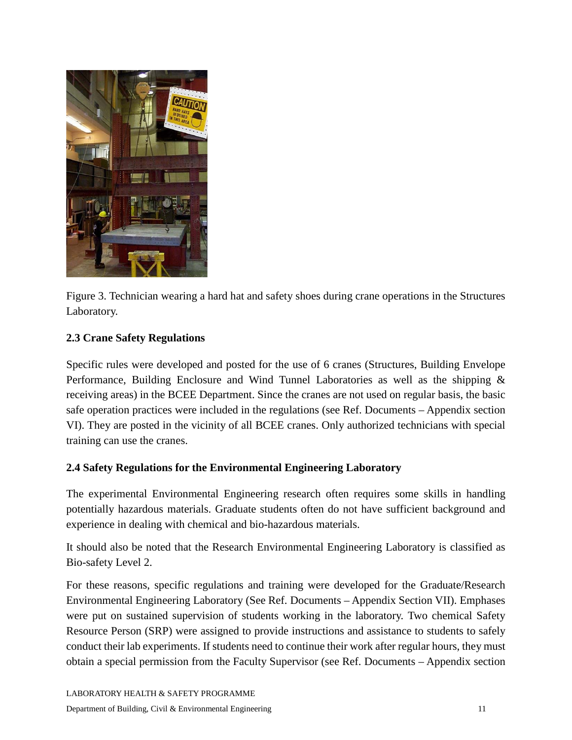Figure 3. Technician wearing a hard hat and safety shoes during crane operations in the Structures Laboratory.

**2.3 Crane Safety Regulations**

Specific rules were developed and posted for the use of 6 cranes (Structures, Building Envelope Performance, Building Enclosure and Wind Tunnel Laboratories as well as the shipping & receiving areas) in the BCEE Department. Since the cranes are not used on regular basis, the basic safe operation practices were included in the regulations (see Ref. Documents – Appendix section VI). They are posted in the vicinity of all BCEE cranes. Only authorized technicians with special training can use the cranes.

**2.4 Safety Regulations for the Environmental Engineering Laboratory**

The experimental Environmental Engineering research often requires some skills in handling potentially hazardous materials. Graduate students often do not have sufficient background and experience in dealing with chemical and bio-hazardous materials.

It should also be noted that the Research Environmental Engineering Laboratory is classified as Bio-safety Level 2.

For these reasons, specific regulations and training were developed for the Graduate/Research Environmental Engineering Laboratory (See Ref. Documents – Appendix Section VII). Emphases were put on sustained supervision of students working in the laboratory. Two chemical Safety Resource Person (SRP) were assigned to provide instructions and assistance to students to safely conduct their lab experiments. If students need to continue their work after regular hours, they must obtain a special permission from the Faculty Supervisor (see Ref. Documents – Appendix section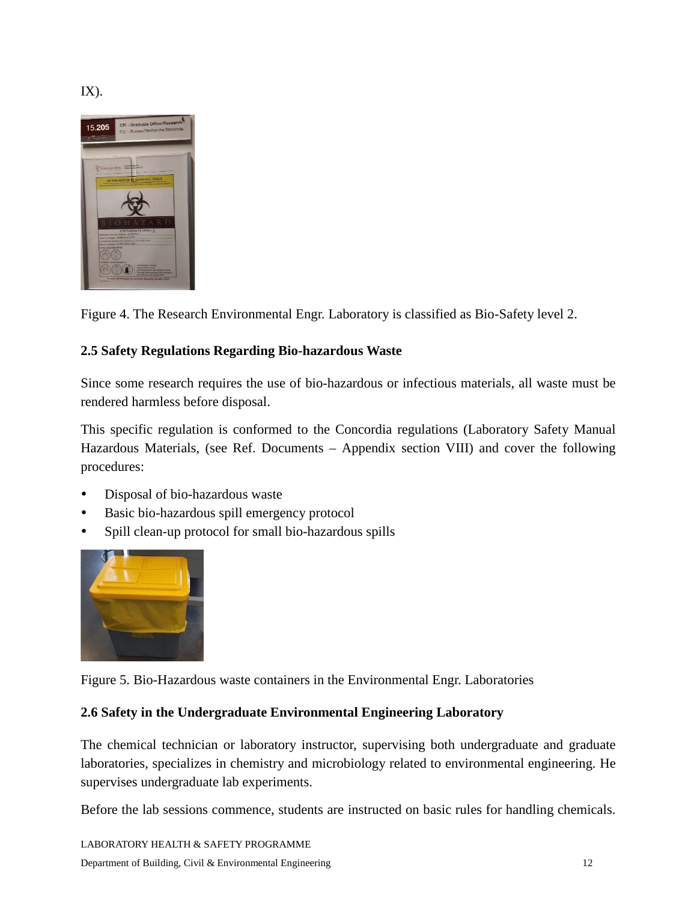IX).

Figure 4. The Research Environmental Engr. Laboratory is classified as Bio-Safety level 2.

### 2.5 Safety Regulations Regarding Bio-hazardous Waste

Since some research requires the use of bio-hazardous or infectious materials, all waste must be rendered harmless before disposal.

This specific regulation is conformed to the Concordia regulations (Laboratory Safety Manual Hazardous Materials, (see Ref. Documents – Appendix section VIII) and cover the following procedures:

- Disposal of bio-hazardous waste
- Basic bio-hazardous spill emergency protocol
- Spill clean-up protocol for small bio-hazardous spills

Figure 5. Bio-Hazardous waste containers in the Environmental Engr. Laboratories

### 2.6 Safety in the Undergraduate Environmental Engineering Laboratory

The chemical technician or laboratory instructor, supervising both undergraduate and graduate laboratories, specializes in chemistry and microbiology related to environmental engineering. He supervises undergraduate lab experiments.

Before the lab sessions commence, students are instructed on basic rules for handling chemicals.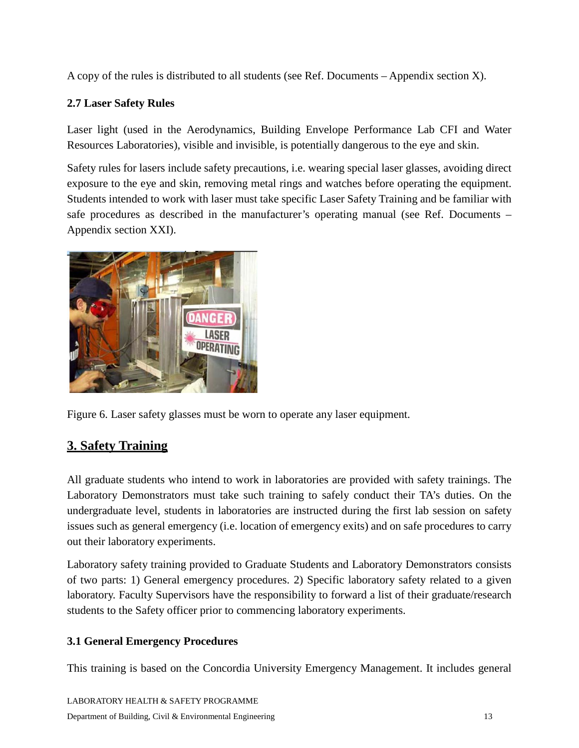A copy of the rules is distributed to all students (see Ref. Documents – Appendix section X).

### 2.7 Laser Safety Rules

Laser light (used in the Aerodynamics, Building Envelope Performance Lab CFI and Water Resources Laboratories), visible and invisible, is potentially dangerous to the eye and skin.

Safety rules for lasers include safety precautions, i.e. wearing special laser glasses, avoiding direct exposure to the eye and skin, removing metal rings and watches before operating the equipment. Students intended to work with laser must take specific Laser Safety Training and be familiar with safe procedures as described in the manufacturer's operating manual (see Ref. Documents – Appendix section XXI).

Figure 6. Laser safety glasses must be worn to operate any laser equipment.

## 3. Safety Training

All graduate students who intend to work in laboratories are provided with safety trainings. The Laboratory Demonstrators must take such training to safely conduct their TA's duties. On the undergraduate level, students in laboratories are instructed during the first lab session on safety issues such as general emergency (i.e. location of emergency exits) and on safe procedures to carry out their laboratory experiments.

Laboratory safety training provided to Graduate Students and Laboratory Demonstrators consists of two parts: 1) General emergency procedures. 2) Specific laboratory safety related to a given laboratory. Faculty Supervisors have the responsibility to forward a list of their graduate/research students to the Safety officer prior to commencing laboratory experiments.

### 3.1 General Emergency Procedures

This training is based on the Concordia University Emergency Management. It includes general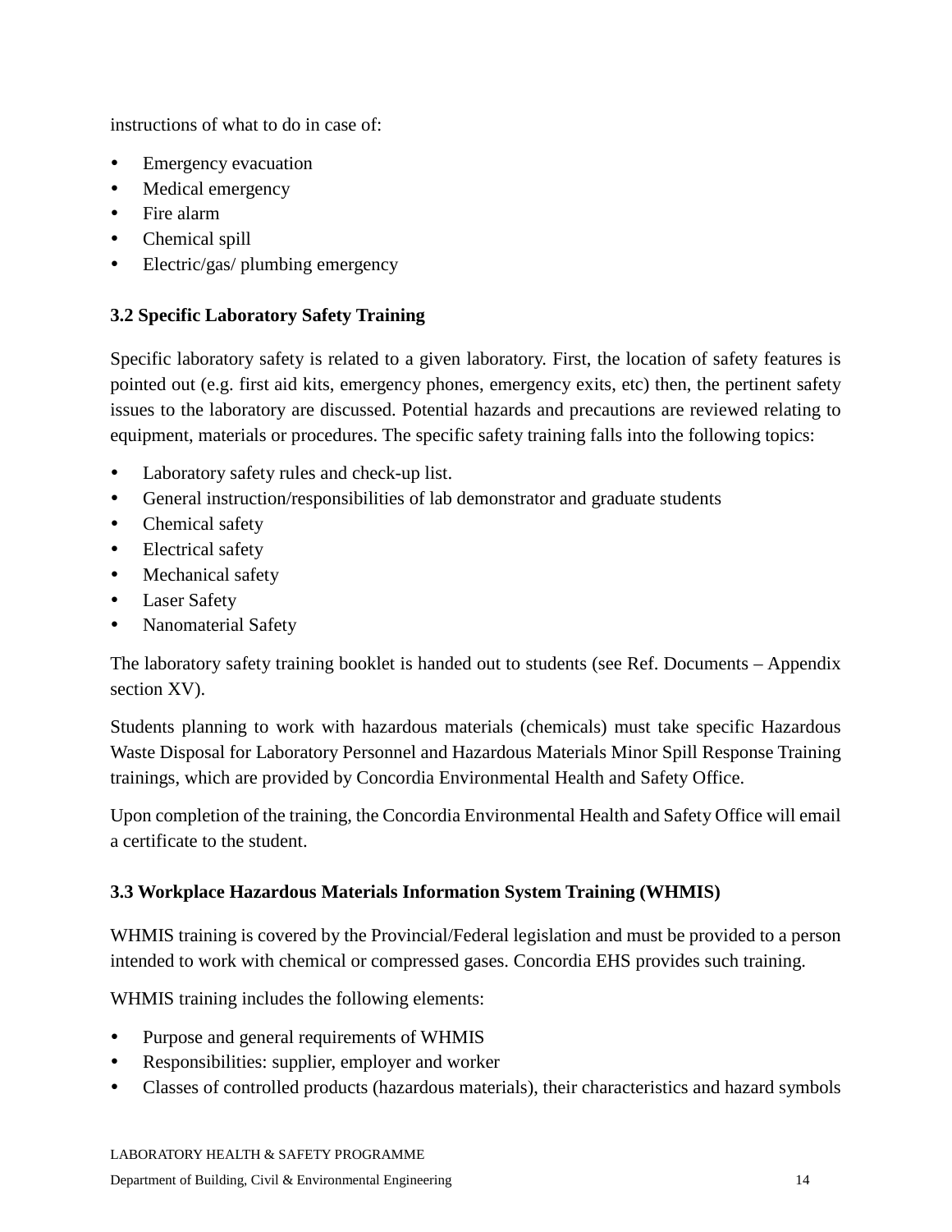instructions of what to do in case of:

- Emergency evacuation
- Medical emergency
- Fire alarm
- Chemical spill
- Electric/gas/ plumbing emergency

### 3.2 Specific Laboratory Safety Training

Specific laboratory safety is related to a given laboratory. First, the location of safety features is pointed out (e.g. first aid kits, emergency phones, emergency exits, etc) then, the pertinent safety issues to the laboratory are discussed. Potential hazards and precautions are reviewed relating to equipment, materials or procedures. The specific safety training falls into the following topics:

- Laboratory safety rules and check-up list.
- General instruction/responsibilities of lab demonstrator and graduate students
- Chemical safety
- Electrical safety
- Mechanical safety
- Laser Safety
- Nanomaterial Safety

The laboratory safety training booklet is handed out to students (see Ref. Documents – Appendix section XV).

Students planning to work with hazardous materials (chemicals) must take specific Hazardous Waste Disposal for Laboratory Personnel and Hazardous Materials Minor Spill Response Training trainings, which are provided by Concordia Environmental Health and Safety Office.

Upon completion of the training, the Concordia Environmental Health and Safety Office will email a certificate to the student.

### 3.3 Workplace Hazardous Materials Information System Training (WHMIS)

WHMIS training is covered by the Provincial/Federal legislation and must be provided to a person intended to work with chemical or compressed gases. Concordia EHS provides such training.

WHMIS training includes the following elements:

- Purpose and general requirements of WHMIS
- Responsibilities: supplier, employer and worker
- Classes of controlled products (hazardous materials), their characteristics and hazard symbols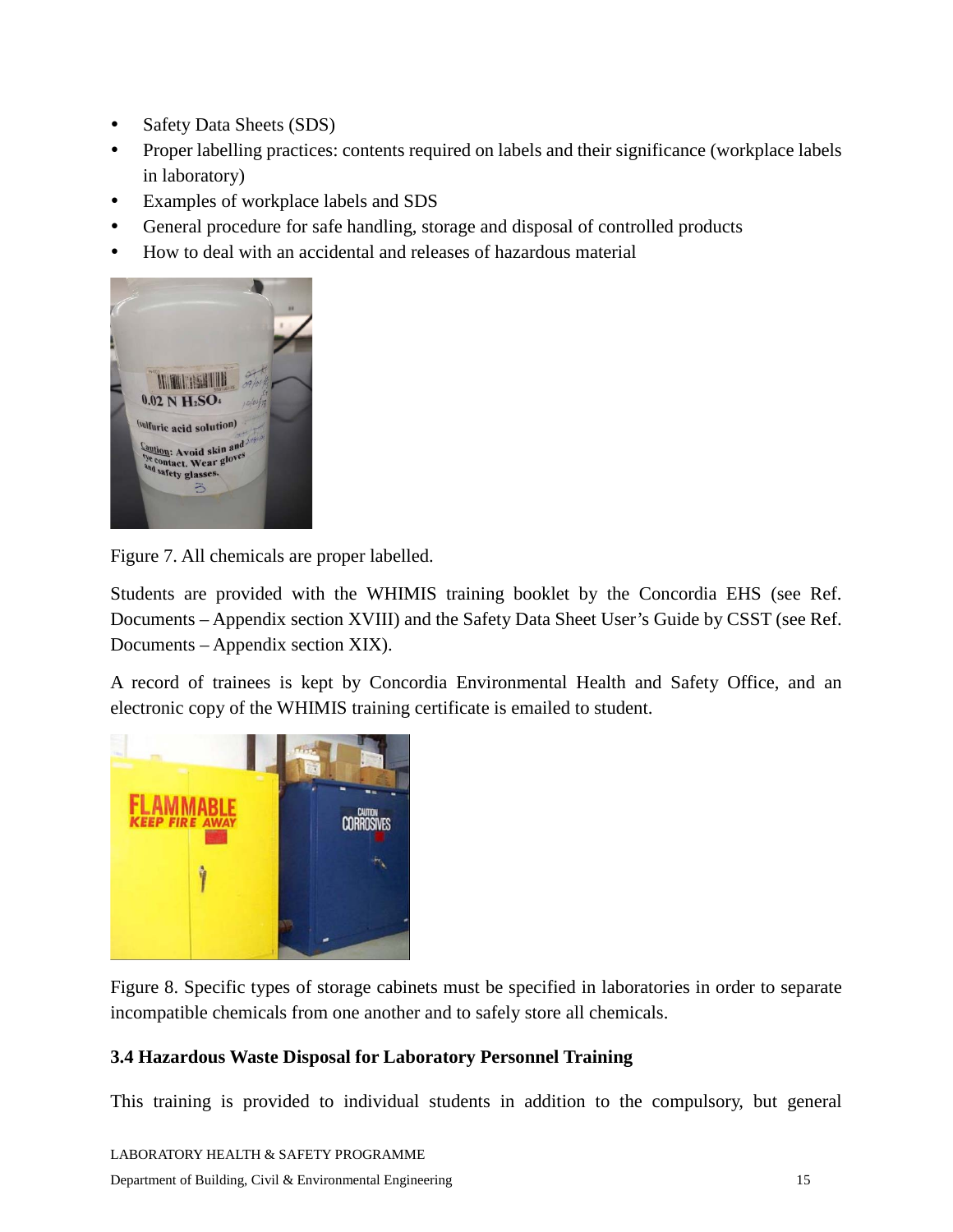- Safety Data Sheets (SDS)
- Proper labelling practices: contents required on labels and their significance (workplace labels in laboratory)
- Examples of workplace labels and SDS
- General procedure for safe handling, storage and disposal of controlled products
- How to deal with an accidental and releases of hazardous material

Figure 7. All chemicals are proper labelled.

Students are provided with the WHIMIS training booklet by the Concordia EHS (see Ref. Documents – Appendix section XVIII) and the Safety Data Sheet User's Guide by CSST (see Ref. Documents – Appendix section XIX).

A record of trainees is kept by Concordia Environmental Health and Safety Office, and an electronic copy of the WHIMIS training certificate is emailed to student.

Figure 8. Specific types of storage cabinets must be specified in laboratories in order to separate incompatible chemicals from one another and to safely store all chemicals.

### 3.4 Hazardous Waste Disposal for Laboratory Personnel Training

This training is provided to individual students in addition to the compulsory, but general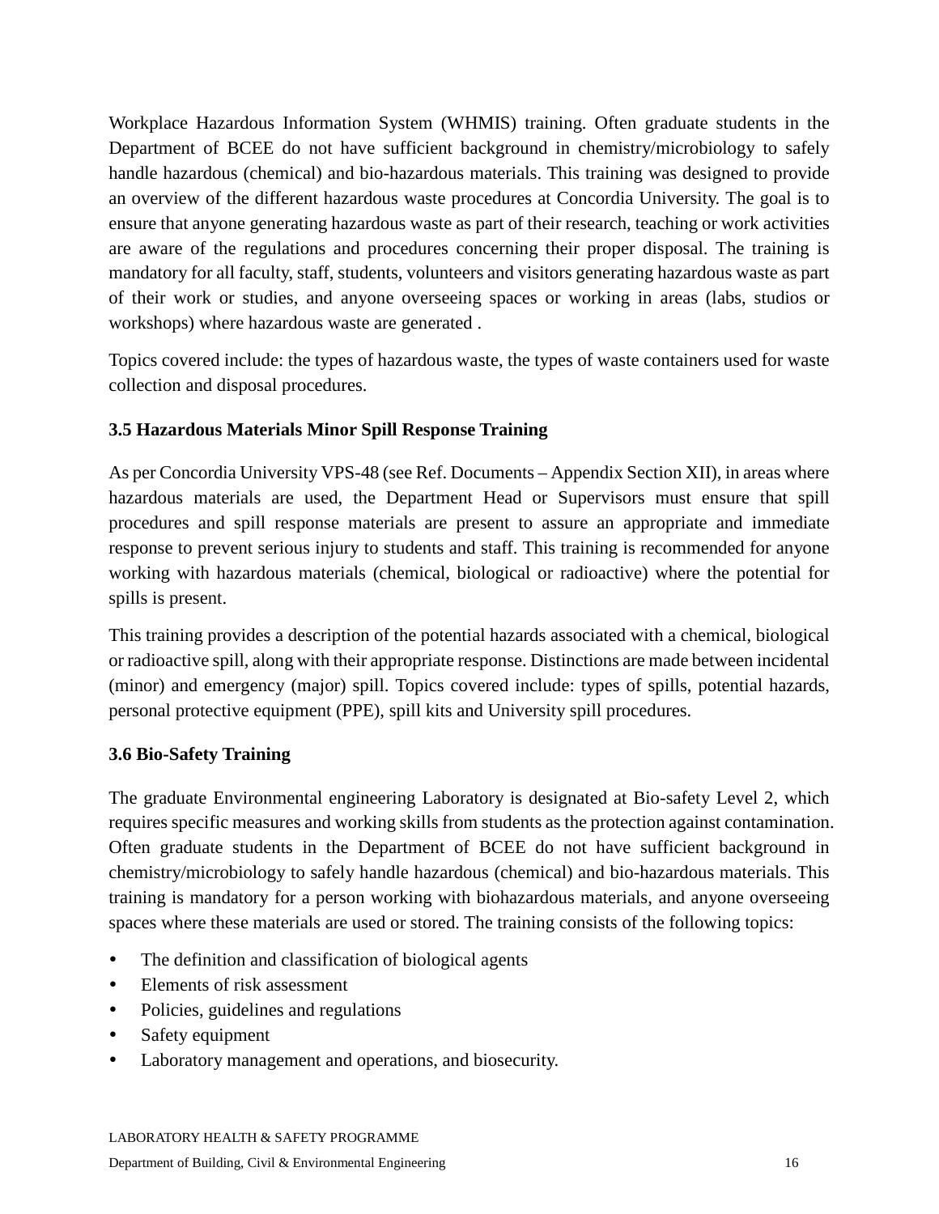Workplace Hazardous Information System (WHMIS) training. Often graduate students in the Department of BCEE do not have sufficient background in chemistry/microbiology to safely handle hazardous (chemical) and bio-hazardous materials. This training was designed to provide an overview of the different hazardous waste procedures at Concordia University. The goal is to ensure that anyone generating hazardous waste as part of their research, teaching or work activities are aware of the regulations and procedures concerning their proper disposal. The training is mandatory for all faculty, staff, students, volunteers and visitors generating hazardous waste as part of their work or studies, and anyone overseeing spaces or working in areas (labs, studios or workshops) where hazardous waste are generated .

Topics covered include: the types of hazardous waste, the types of waste containers used for waste collection and disposal procedures.

### 3.5 Hazardous Materials Minor Spill Response Training

As per Concordia University VPS-48 (see Ref. Documents – Appendix Section XII), in areas where hazardous materials are used, the Department Head or Supervisors must ensure that spill procedures and spill response materials are present to assure an appropriate and immediate response to prevent serious injury to students and staff. This training is recommended for anyone working with hazardous materials (chemical, biological or radioactive) where the potential for spills is present.

This training provides a description of the potential hazards associated with a chemical, biological or radioactive spill, along with their appropriate response. Distinctions are made between incidental (minor) and emergency (major) spill. Topics covered include: types of spills, potential hazards, personal protective equipment (PPE), spill kits and University spill procedures.

### 3.6 Bio-Safety Training

The graduate Environmental engineering Laboratory is designated at Bio-safety Level 2, which requires specific measures and working skills from students as the protection against contamination. Often graduate students in the Department of BCEE do not have sufficient background in chemistry/microbiology to safely handle hazardous (chemical) and bio-hazardous materials. This training is mandatory for a person working with biohazardous materials, and anyone overseeing spaces where these materials are used or stored. The training consists of the following topics:

- The definition and classification of biological agents
- Elements of risk assessment
- Policies, guidelines and regulations
- Safety equipment
- Laboratory management and operations, and biosecurity.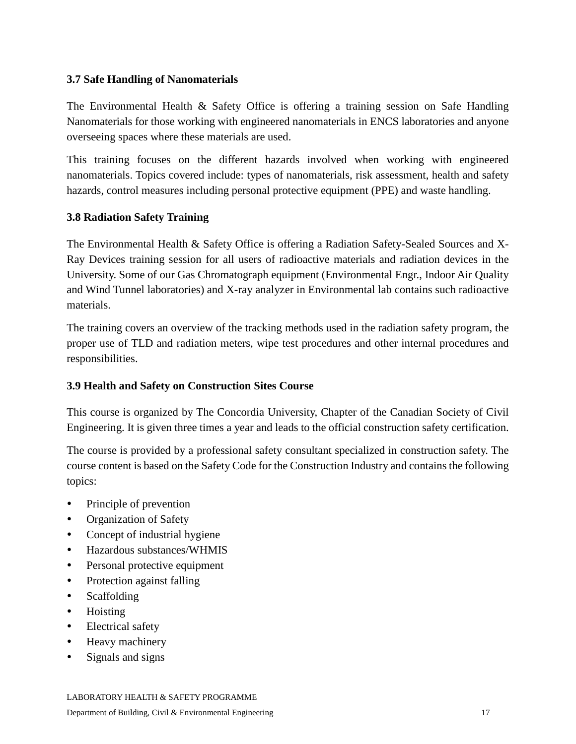### 3.7 Safe Handling of Nanomaterials

The Environmental Health & Safety Office is offering a training session on Safe Handling Nanomaterials for those working with engineered nanomaterials in ENCS laboratories and anyone overseeing spaces where these materials are used.

This training focuses on the different hazards involved when working with engineered nanomaterials. Topics covered include: types of nanomaterials, risk assessment, health and safety hazards, control measures including personal protective equipment (PPE) and waste handling.

### 3.8 Radiation Safety Training

The Environmental Health & Safety Office is offering a Radiation Safety-Sealed Sources and X-Ray Devices training session for all users of radioactive materials and radiation devices in the University. Some of our Gas Chromatograph equipment (Environmental Engr., Indoor Air Quality and Wind Tunnel laboratories) and X-ray analyzer in Environmental lab contains such radioactive materials.

The training covers an overview of the tracking methods used in the radiation safety program, the proper use of TLD and radiation meters, wipe test procedures and other internal procedures and responsibilities.

### 3.9 Health and Safety on Construction Sites Course

This course is organized by The Concordia University, Chapter of the Canadian Society of Civil Engineering. It is given three times a year and leads to the official construction safety certification.

The course is provided by a professional safety consultant specialized in construction safety. The course content is based on the Safety Code for the Construction Industry and contains the following topics:

- Principle of prevention
- Organization of Safety
- Concept of industrial hygiene
- Hazardous substances/WHMIS
- Personal protective equipment
- Protection against falling
- Scaffolding
- Hoisting
- Electrical safety
- Heavy machinery
- Signals and signs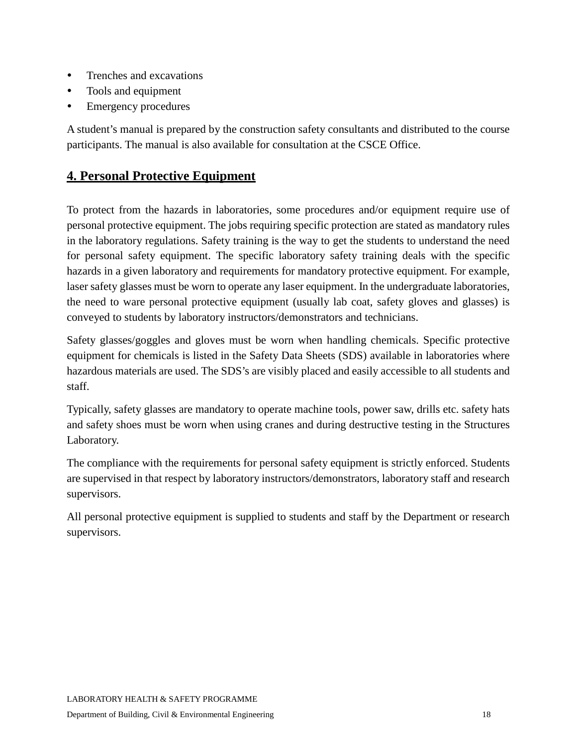- Trenches and excavations
- Tools and equipment
- Emergency procedures

A student's manual is prepared by the construction safety consultants and distributed to the course participants. The manual is also available for consultation at the CSCE Office.

## 4. Personal Protective Equipment

To protect from the hazards in laboratories, some procedures and/or equipment require use of personal protective equipment. The jobs requiring specific protection are stated as mandatory rules in the laboratory regulations. Safety training is the way to get the students to understand the need for personal safety equipment. The specific laboratory safety training deals with the specific hazards in a given laboratory and requirements for mandatory protective equipment. For example, laser safety glasses must be worn to operate any laser equipment. In the undergraduate laboratories, the need to ware personal protective equipment (usually lab coat, safety gloves and glasses) is conveyed to students by laboratory instructors/demonstrators and technicians.

Safety glasses/goggles and gloves must be worn when handling chemicals. Specific protective equipment for chemicals is listed in the Safety Data Sheets (SDS) available in laboratories where hazardous materials are used. The SDS's are visibly placed and easily accessible to all students and staff.

Typically, safety glasses are mandatory to operate machine tools, power saw, drills etc. safety hats and safety shoes must be worn when using cranes and during destructive testing in the Structures Laboratory.

The compliance with the requirements for personal safety equipment is strictly enforced. Students are supervised in that respect by laboratory instructors/demonstrators, laboratory staff and research supervisors.

All personal protective equipment is supplied to students and staff by the Department or research supervisors.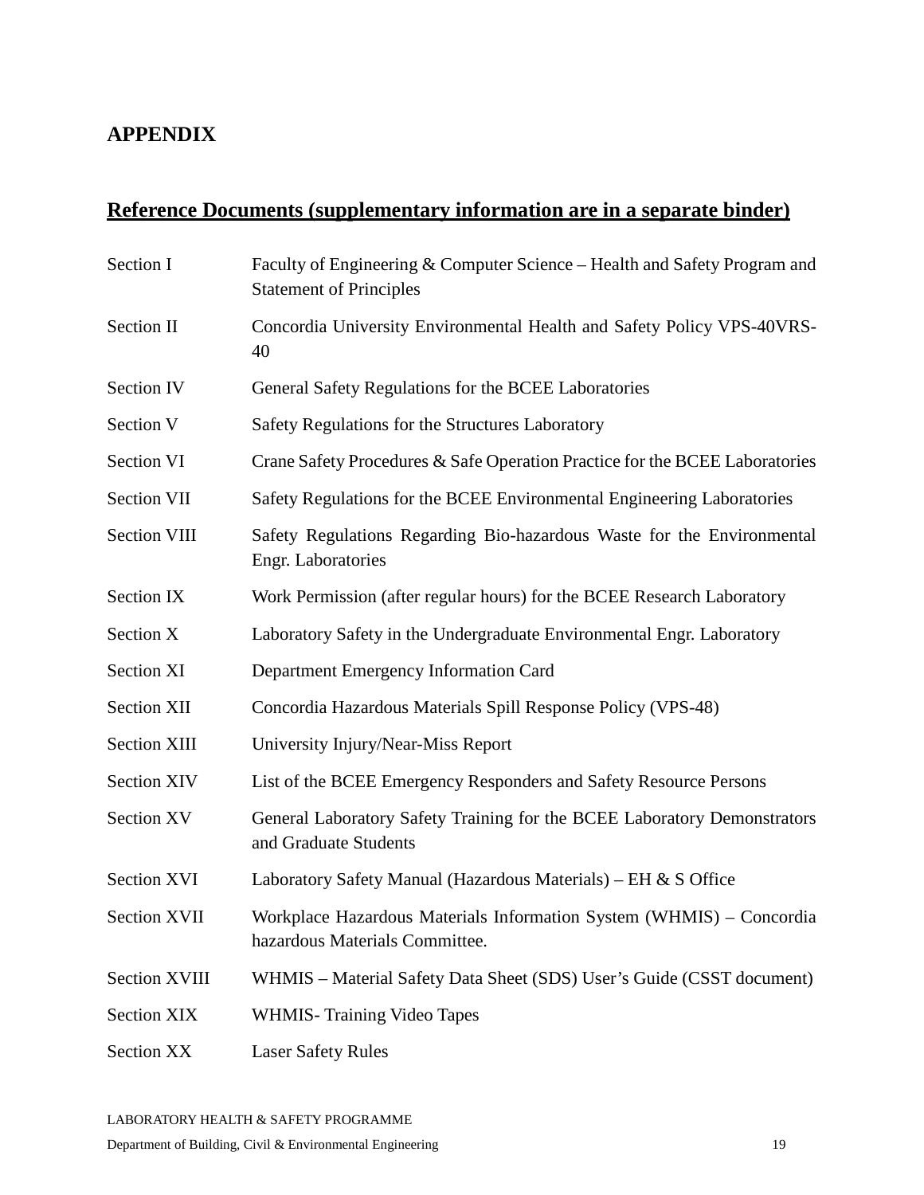## APPENDIX

### Reference Documents (supplementary information are in a separate binder)

| | |
|---|---|
| Section I | Faculty of Engineering & Computer Science – Health and Safety Program and Statement of Principles |
| Section II | Concordia University Environmental Health and Safety Policy VPS-40VRS-40 |
| Section IV | General Safety Regulations for the BCEE Laboratories |
| Section V | Safety Regulations for the Structures Laboratory |
| Section VI | Crane Safety Procedures & Safe Operation Practice for the BCEE Laboratories |
| Section VII | Safety Regulations for the BCEE Environmental Engineering Laboratories |
| Section VIII | Safety Regulations Regarding Bio-hazardous Waste for the Environmental Engr. Laboratories |
| Section IX | Work Permission (after regular hours) for the BCEE Research Laboratory |
| Section X | Laboratory Safety in the Undergraduate Environmental Engr. Laboratory |
| Section XI | Department Emergency Information Card |
| Section XII | Concordia Hazardous Materials Spill Response Policy (VPS-48) |
| Section XIII | University Injury/Near-Miss Report |
| Section XIV | List of the BCEE Emergency Responders and Safety Resource Persons |
| Section XV | General Laboratory Safety Training for the BCEE Laboratory Demonstrators and Graduate Students |
| Section XVI | Laboratory Safety Manual (Hazardous Materials) – EH & S Office |
| Section XVII | Workplace Hazardous Materials Information System (WHMIS) – Concordia hazardous Materials Committee. |
| Section XVIII | WHMIS – Material Safety Data Sheet (SDS) User's Guide (CSST document) |
| Section XIX | WHMIS- Training Video Tapes |
| Section XX | Laser Safety Rules |